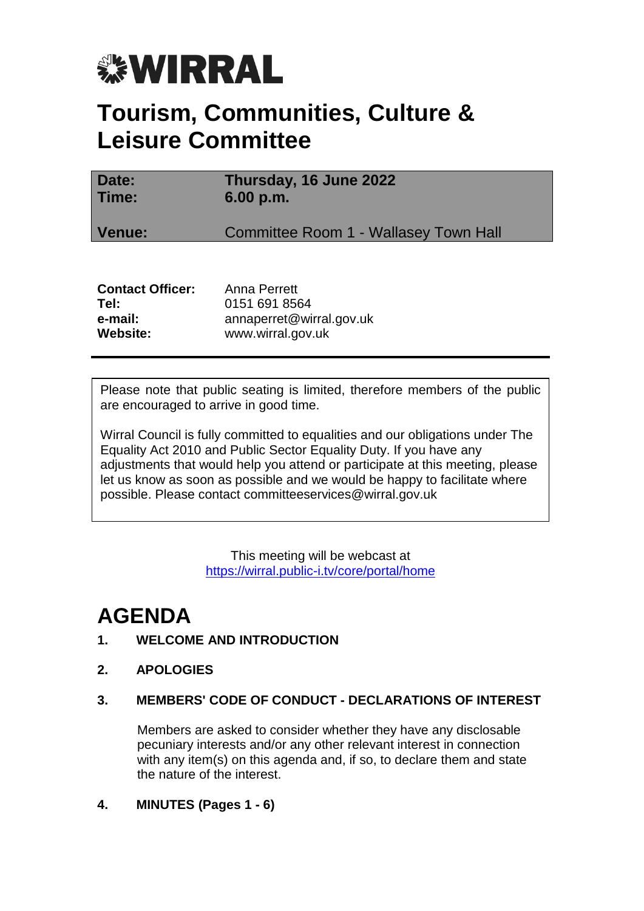# WIRRAL

# Tourism, Communities, Culture & Leisure Committee

| | |
|---|---|
| **Date:** | **Thursday, 16 June 2022** |
| **Time:** | **6.00 p.m.** |
| **Venue:** | Committee Room 1 - Wallasey Town Hall |

| | |
|---|---|
| **Contact Officer:** | Anna Perrett |
| **Tel:** | 0151 691 8564 |
| **e-mail:** | annaperret@wirral.gov.uk |
| **Website:** | www.wirral.gov.uk |

---

Please note that public seating is limited, therefore members of the public are encouraged to arrive in good time.

Wirral Council is fully committed to equalities and our obligations under The Equality Act 2010 and Public Sector Equality Duty. If you have any adjustments that would help you attend or participate at this meeting, please let us know as soon as possible and we would be happy to facilitate where possible. Please contact committeeservices@wirral.gov.uk

This meeting will be webcast at
https://wirral.public-i.tv/core/portal/home

# AGENDA

1. **WELCOME AND INTRODUCTION**

2. **APOLOGIES**

3. **MEMBERS' CODE OF CONDUCT - DECLARATIONS OF INTEREST**

   Members are asked to consider whether they have any disclosable pecuniary interests and/or any other relevant interest in connection with any item(s) on this agenda and, if so, to declare them and state the nature of the interest.

4. **MINUTES (Pages 1 - 6)**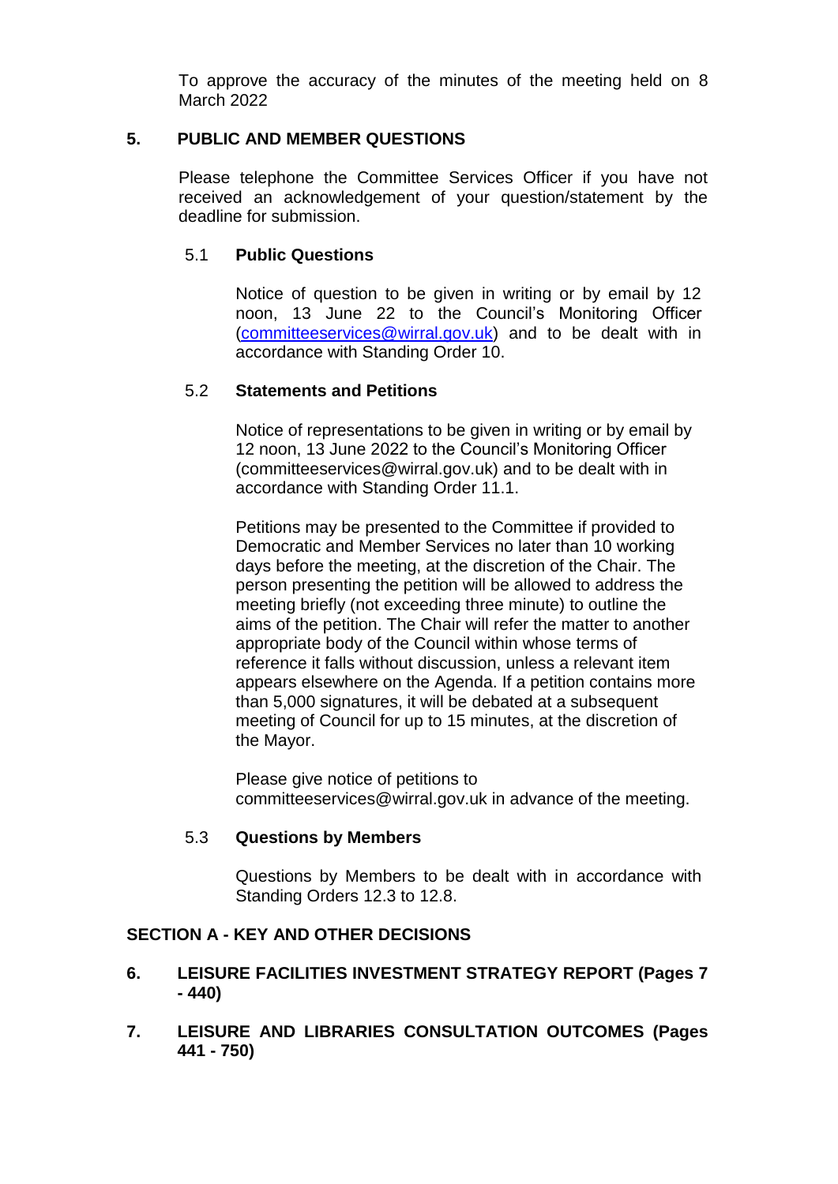To approve the accuracy of the minutes of the meeting held on 8 March 2022

## 5. PUBLIC AND MEMBER QUESTIONS

Please telephone the Committee Services Officer if you have not received an acknowledgement of your question/statement by the deadline for submission.

### 5.1 Public Questions

Notice of question to be given in writing or by email by 12 noon, 13 June 22 to the Council's Monitoring Officer (committeeservices@wirral.gov.uk) and to be dealt with in accordance with Standing Order 10.

### 5.2 Statements and Petitions

Notice of representations to be given in writing or by email by 12 noon, 13 June 2022 to the Council's Monitoring Officer (committeeservices@wirral.gov.uk) and to be dealt with in accordance with Standing Order 11.1.

Petitions may be presented to the Committee if provided to Democratic and Member Services no later than 10 working days before the meeting, at the discretion of the Chair. The person presenting the petition will be allowed to address the meeting briefly (not exceeding three minute) to outline the aims of the petition. The Chair will refer the matter to another appropriate body of the Council within whose terms of reference it falls without discussion, unless a relevant item appears elsewhere on the Agenda. If a petition contains more than 5,000 signatures, it will be debated at a subsequent meeting of Council for up to 15 minutes, at the discretion of the Mayor.

Please give notice of petitions to committeeservices@wirral.gov.uk in advance of the meeting.

### 5.3 Questions by Members

Questions by Members to be dealt with in accordance with Standing Orders 12.3 to 12.8.

## SECTION A - KEY AND OTHER DECISIONS

## 6. LEISURE FACILITIES INVESTMENT STRATEGY REPORT (Pages 7 - 440)

## 7. LEISURE AND LIBRARIES CONSULTATION OUTCOMES (Pages 441 - 750)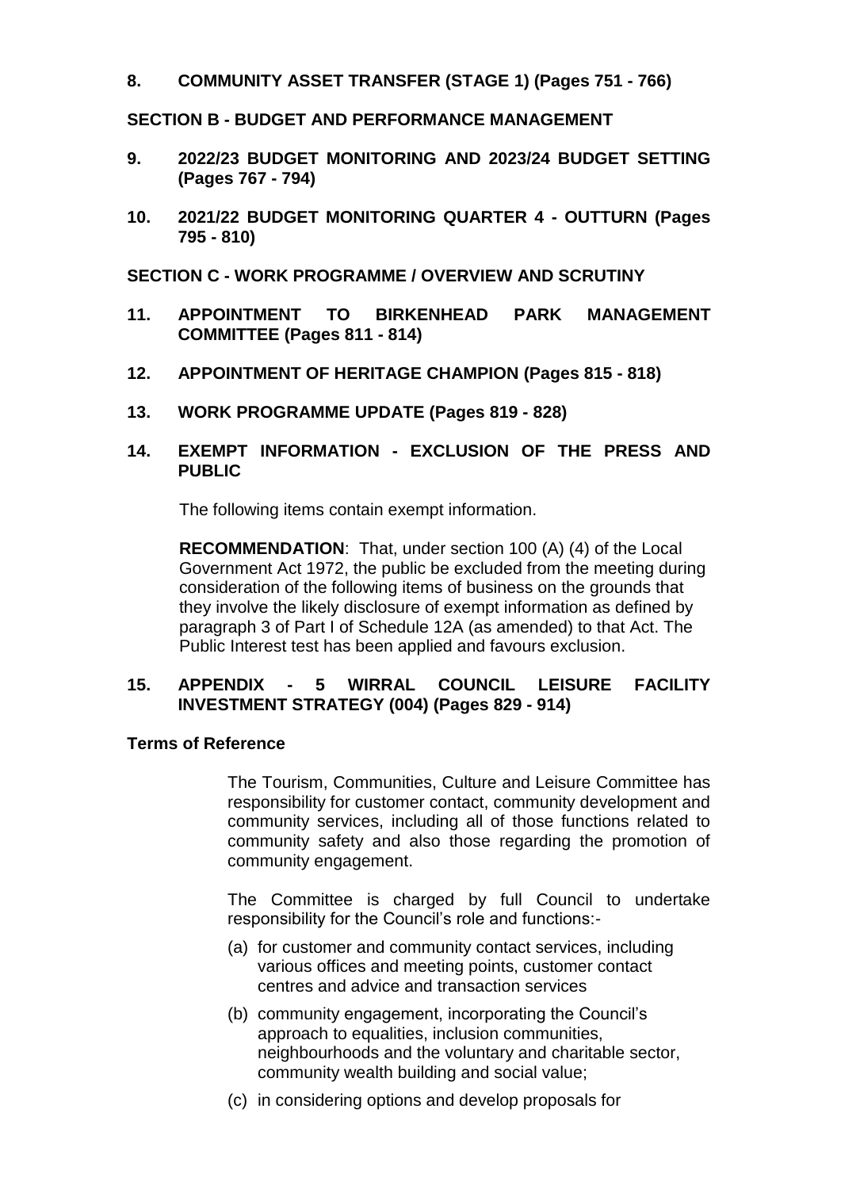**8. COMMUNITY ASSET TRANSFER (STAGE 1) (Pages 751 - 766)**

**SECTION B - BUDGET AND PERFORMANCE MANAGEMENT**

**9. 2022/23 BUDGET MONITORING AND 2023/24 BUDGET SETTING (Pages 767 - 794)**

**10. 2021/22 BUDGET MONITORING QUARTER 4 - OUTTURN (Pages 795 - 810)**

**SECTION C - WORK PROGRAMME / OVERVIEW AND SCRUTINY**

**11. APPOINTMENT TO BIRKENHEAD PARK MANAGEMENT COMMITTEE (Pages 811 - 814)**

**12. APPOINTMENT OF HERITAGE CHAMPION (Pages 815 - 818)**

**13. WORK PROGRAMME UPDATE (Pages 819 - 828)**

**14. EXEMPT INFORMATION - EXCLUSION OF THE PRESS AND PUBLIC**

The following items contain exempt information.

**RECOMMENDATION**: That, under section 100 (A) (4) of the Local Government Act 1972, the public be excluded from the meeting during consideration of the following items of business on the grounds that they involve the likely disclosure of exempt information as defined by paragraph 3 of Part I of Schedule 12A (as amended) to that Act. The Public Interest test has been applied and favours exclusion.

**15. APPENDIX - 5 WIRRAL COUNCIL LEISURE FACILITY INVESTMENT STRATEGY (004) (Pages 829 - 914)**

**Terms of Reference**

The Tourism, Communities, Culture and Leisure Committee has responsibility for customer contact, community development and community services, including all of those functions related to community safety and also those regarding the promotion of community engagement.

The Committee is charged by full Council to undertake responsibility for the Council's role and functions:-

(a) for customer and community contact services, including various offices and meeting points, customer contact centres and advice and transaction services

(b) community engagement, incorporating the Council's approach to equalities, inclusion communities, neighbourhoods and the voluntary and charitable sector, community wealth building and social value;

(c) in considering options and develop proposals for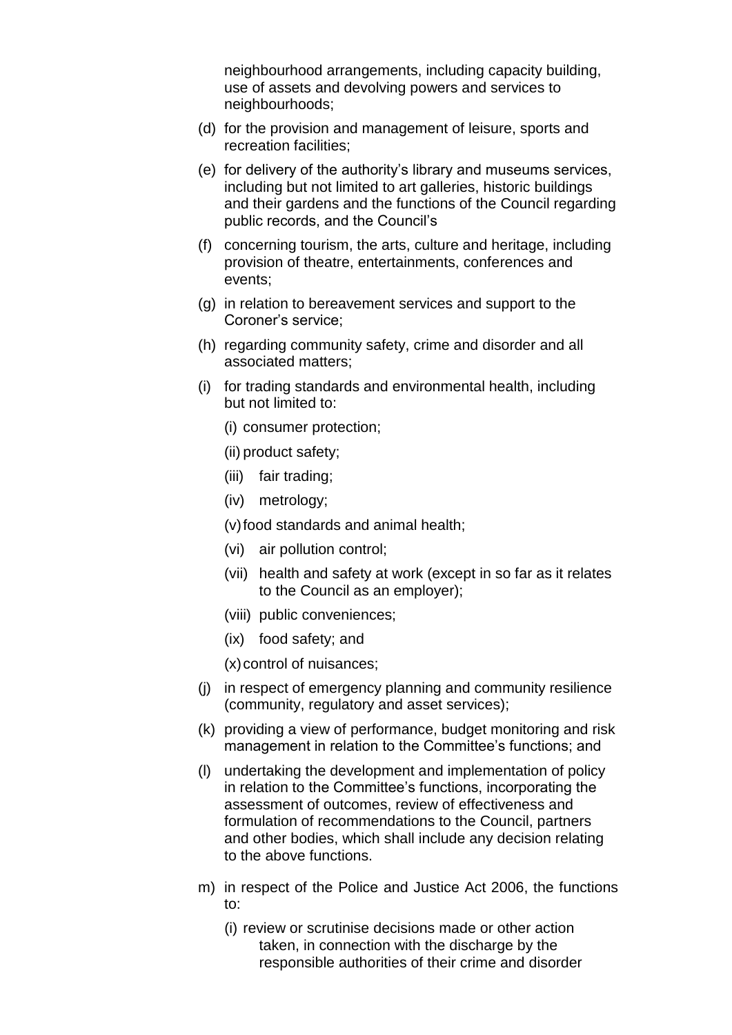neighbourhood arrangements, including capacity building, use of assets and devolving powers and services to neighbourhoods;

(d) for the provision and management of leisure, sports and recreation facilities;

(e) for delivery of the authority's library and museums services, including but not limited to art galleries, historic buildings and their gardens and the functions of the Council regarding public records, and the Council's

(f) concerning tourism, the arts, culture and heritage, including provision of theatre, entertainments, conferences and events;

(g) in relation to bereavement services and support to the Coroner's service;

(h) regarding community safety, crime and disorder and all associated matters;

(i) for trading standards and environmental health, including but not limited to:

  (i) consumer protection;

  (ii) product safety;

  (iii) fair trading;

  (iv) metrology;

  (v) food standards and animal health;

  (vi) air pollution control;

  (vii) health and safety at work (except in so far as it relates to the Council as an employer);

  (viii) public conveniences;

  (ix) food safety; and

  (x) control of nuisances;

(j) in respect of emergency planning and community resilience (community, regulatory and asset services);

(k) providing a view of performance, budget monitoring and risk management in relation to the Committee's functions; and

(l) undertaking the development and implementation of policy in relation to the Committee's functions, incorporating the assessment of outcomes, review of effectiveness and formulation of recommendations to the Council, partners and other bodies, which shall include any decision relating to the above functions.

m) in respect of the Police and Justice Act 2006, the functions to:

  (i) review or scrutinise decisions made or other action taken, in connection with the discharge by the responsible authorities of their crime and disorder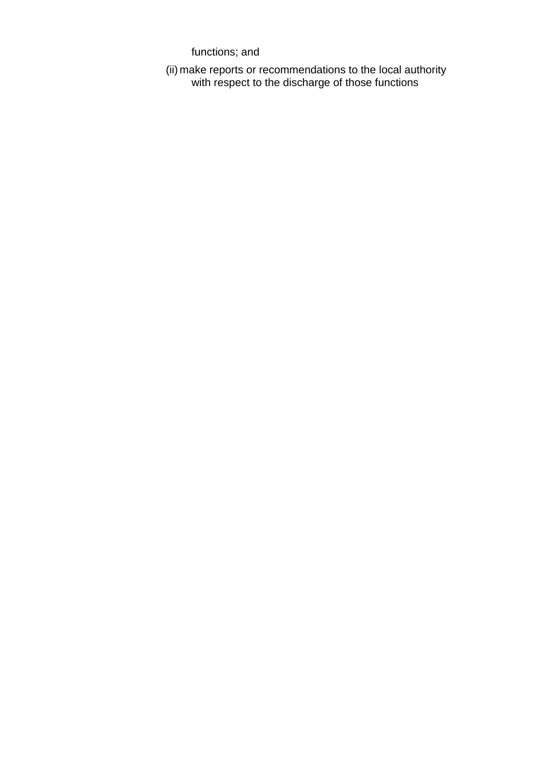functions; and

(ii) make reports or recommendations to the local authority with respect to the discharge of those functions